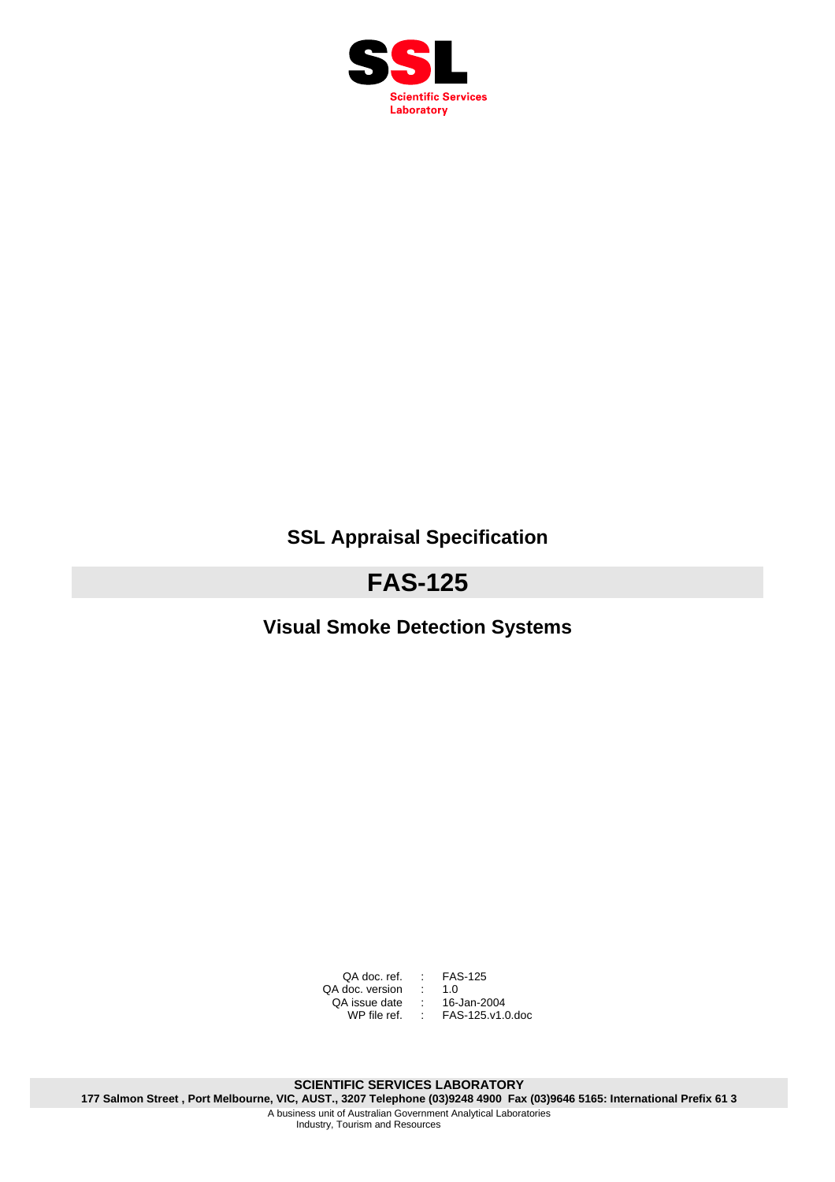**SSL**

**Scientific Services Laboratory**

# SSL Appraisal Specification

# FAS-125

## Visual Smoke Detection Systems

| | | |
|---|---|---|
| QA doc. ref. | : | FAS-125 |
| QA doc. version | : | 1.0 |
| QA issue date | : | 16-Jan-2004 |
| WP file ref. | : | FAS-125.v1.0.doc |

**SCIENTIFIC SERVICES LABORATORY**

**177 Salmon Street , Port Melbourne, VIC, AUST., 3207 Telephone (03)9248 4900 Fax (03)9646 5165: International Prefix 61 3**

A business unit of Australian Government Analytical Laboratories
Industry, Tourism and Resources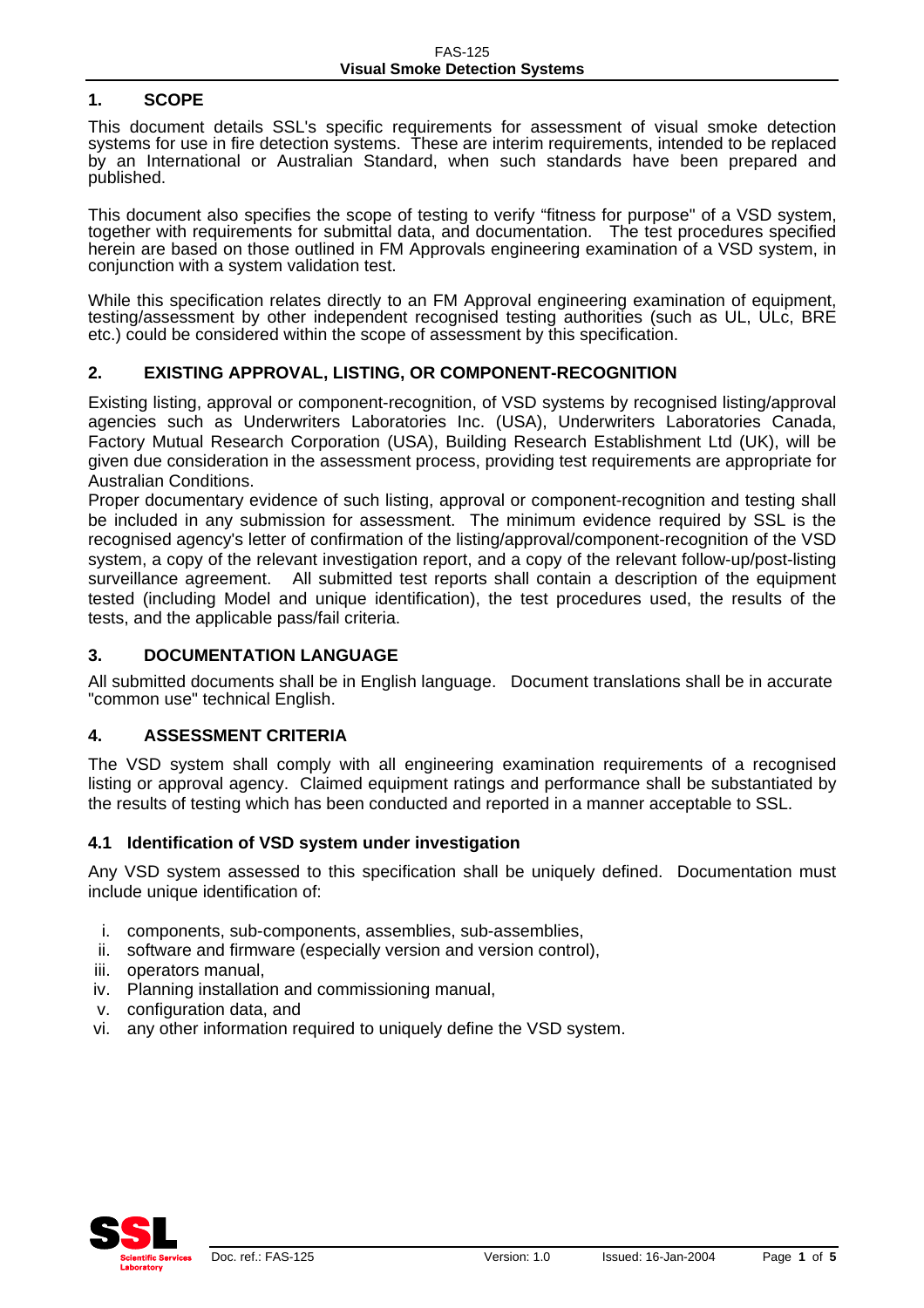## 1. SCOPE

This document details SSL's specific requirements for assessment of visual smoke detection systems for use in fire detection systems. These are interim requirements, intended to be replaced by an International or Australian Standard, when such standards have been prepared and published.

This document also specifies the scope of testing to verify "fitness for purpose" of a VSD system, together with requirements for submittal data, and documentation. The test procedures specified herein are based on those outlined in FM Approvals engineering examination of a VSD system, in conjunction with a system validation test.

While this specification relates directly to an FM Approval engineering examination of equipment, testing/assessment by other independent recognised testing authorities (such as UL, ULc, BRE etc.) could be considered within the scope of assessment by this specification.

## 2. EXISTING APPROVAL, LISTING, OR COMPONENT-RECOGNITION

Existing listing, approval or component-recognition, of VSD systems by recognised listing/approval agencies such as Underwriters Laboratories Inc. (USA), Underwriters Laboratories Canada, Factory Mutual Research Corporation (USA), Building Research Establishment Ltd (UK), will be given due consideration in the assessment process, providing test requirements are appropriate for Australian Conditions.

Proper documentary evidence of such listing, approval or component-recognition and testing shall be included in any submission for assessment. The minimum evidence required by SSL is the recognised agency's letter of confirmation of the listing/approval/component-recognition of the VSD system, a copy of the relevant investigation report, and a copy of the relevant follow-up/post-listing surveillance agreement. All submitted test reports shall contain a description of the equipment tested (including Model and unique identification), the test procedures used, the results of the tests, and the applicable pass/fail criteria.

## 3. DOCUMENTATION LANGUAGE

All submitted documents shall be in English language. Document translations shall be in accurate "common use" technical English.

## 4. ASSESSMENT CRITERIA

The VSD system shall comply with all engineering examination requirements of a recognised listing or approval agency. Claimed equipment ratings and performance shall be substantiated by the results of testing which has been conducted and reported in a manner acceptable to SSL.

### 4.1 Identification of VSD system under investigation

Any VSD system assessed to this specification shall be uniquely defined. Documentation must include unique identification of:

i. components, sub-components, assemblies, sub-assemblies,
ii. software and firmware (especially version and version control),
iii. operators manual,
iv. Planning installation and commissioning manual,
v. configuration data, and
vi. any other information required to uniquely define the VSD system.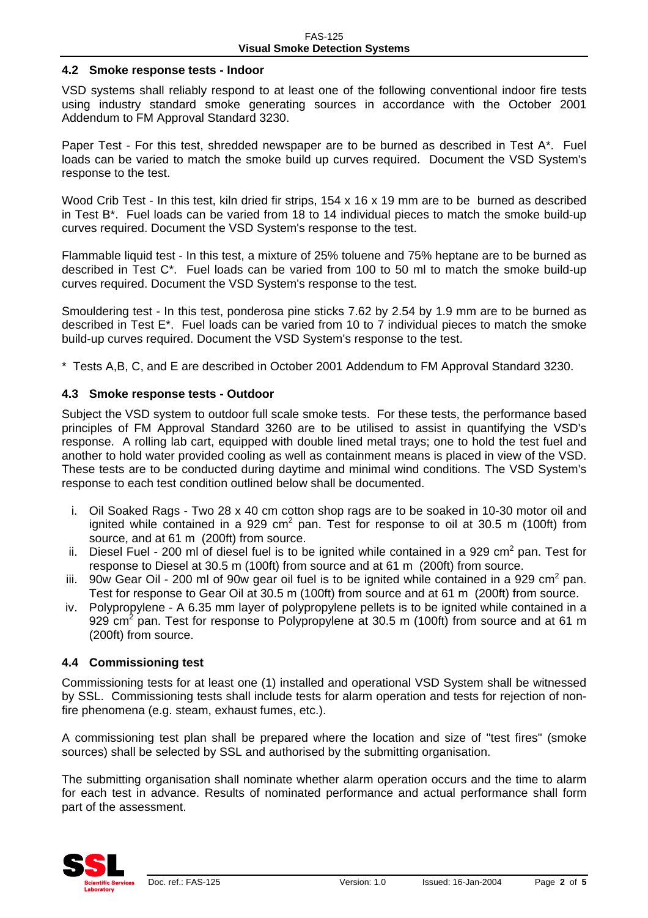### 4.2 Smoke response tests - Indoor

VSD systems shall reliably respond to at least one of the following conventional indoor fire tests using industry standard smoke generating sources in accordance with the October 2001 Addendum to FM Approval Standard 3230.

Paper Test - For this test, shredded newspaper are to be burned as described in Test A*. Fuel loads can be varied to match the smoke build up curves required. Document the VSD System's response to the test.

Wood Crib Test - In this test, kiln dried fir strips, 154 x 16 x 19 mm are to be burned as described in Test B*. Fuel loads can be varied from 18 to 14 individual pieces to match the smoke build-up curves required. Document the VSD System's response to the test.

Flammable liquid test - In this test, a mixture of 25% toluene and 75% heptane are to be burned as described in Test C*. Fuel loads can be varied from 100 to 50 ml to match the smoke build-up curves required. Document the VSD System's response to the test.

Smouldering test - In this test, ponderosa pine sticks 7.62 by 2.54 by 1.9 mm are to be burned as described in Test E*. Fuel loads can be varied from 10 to 7 individual pieces to match the smoke build-up curves required. Document the VSD System's response to the test.

* Tests A,B, C, and E are described in October 2001 Addendum to FM Approval Standard 3230.

### 4.3 Smoke response tests - Outdoor

Subject the VSD system to outdoor full scale smoke tests. For these tests, the performance based principles of FM Approval Standard 3260 are to be utilised to assist in quantifying the VSD's response. A rolling lab cart, equipped with double lined metal trays; one to hold the test fuel and another to hold water provided cooling as well as containment means is placed in view of the VSD. These tests are to be conducted during daytime and minimal wind conditions. The VSD System's response to each test condition outlined below shall be documented.

i. Oil Soaked Rags - Two 28 x 40 cm cotton shop rags are to be soaked in 10-30 motor oil and ignited while contained in a 929 $cm^2$ pan. Test for response to oil at 30.5 m (100ft) from source, and at 61 m (200ft) from source.
ii. Diesel Fuel - 200 ml of diesel fuel is to be ignited while contained in a 929 $cm^2$ pan. Test for response to Diesel at 30.5 m (100ft) from source and at 61 m (200ft) from source.
iii. 90w Gear Oil - 200 ml of 90w gear oil fuel is to be ignited while contained in a 929 $cm^2$ pan. Test for response to Gear Oil at 30.5 m (100ft) from source and at 61 m (200ft) from source.
iv. Polypropylene - A 6.35 mm layer of polypropylene pellets is to be ignited while contained in a 929 $cm^2$ pan. Test for response to Polypropylene at 30.5 m (100ft) from source and at 61 m (200ft) from source.

### 4.4 Commissioning test

Commissioning tests for at least one (1) installed and operational VSD System shall be witnessed by SSL. Commissioning tests shall include tests for alarm operation and tests for rejection of non-fire phenomena (e.g. steam, exhaust fumes, etc.).

A commissioning test plan shall be prepared where the location and size of "test fires" (smoke sources) shall be selected by SSL and authorised by the submitting organisation.

The submitting organisation shall nominate whether alarm operation occurs and the time to alarm for each test in advance. Results of nominated performance and actual performance shall form part of the assessment.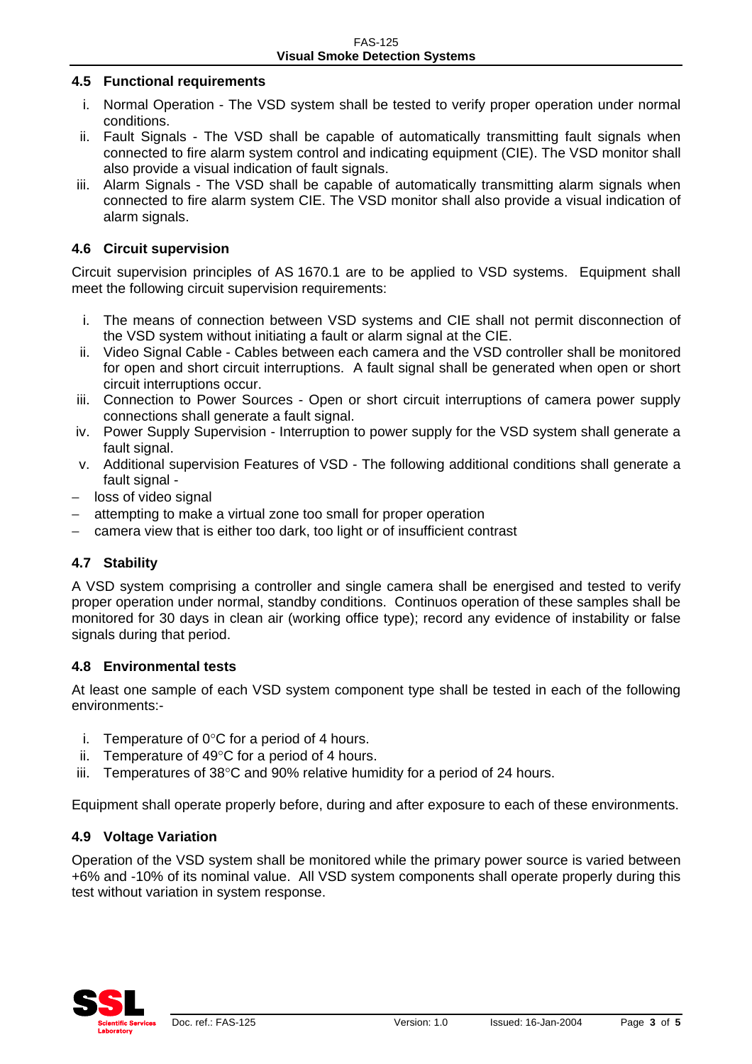### 4.5 Functional requirements

i. Normal Operation - The VSD system shall be tested to verify proper operation under normal conditions.
ii. Fault Signals - The VSD shall be capable of automatically transmitting fault signals when connected to fire alarm system control and indicating equipment (CIE). The VSD monitor shall also provide a visual indication of fault signals.
iii. Alarm Signals - The VSD shall be capable of automatically transmitting alarm signals when connected to fire alarm system CIE. The VSD monitor shall also provide a visual indication of alarm signals.

### 4.6 Circuit supervision

Circuit supervision principles of AS 1670.1 are to be applied to VSD systems. Equipment shall meet the following circuit supervision requirements:

i. The means of connection between VSD systems and CIE shall not permit disconnection of the VSD system without initiating a fault or alarm signal at the CIE.
ii. Video Signal Cable - Cables between each camera and the VSD controller shall be monitored for open and short circuit interruptions. A fault signal shall be generated when open or short circuit interruptions occur.
iii. Connection to Power Sources - Open or short circuit interruptions of camera power supply connections shall generate a fault signal.
iv. Power Supply Supervision - Interruption to power supply for the VSD system shall generate a fault signal.
v. Additional supervision Features of VSD - The following additional conditions shall generate a fault signal -

- loss of video signal
- attempting to make a virtual zone too small for proper operation
- camera view that is either too dark, too light or of insufficient contrast

### 4.7 Stability

A VSD system comprising a controller and single camera shall be energised and tested to verify proper operation under normal, standby conditions. Continuos operation of these samples shall be monitored for 30 days in clean air (working office type); record any evidence of instability or false signals during that period.

### 4.8 Environmental tests

At least one sample of each VSD system component type shall be tested in each of the following environments:-

i. Temperature of 0°C for a period of 4 hours.
ii. Temperature of 49°C for a period of 4 hours.
iii. Temperatures of 38°C and 90% relative humidity for a period of 24 hours.

Equipment shall operate properly before, during and after exposure to each of these environments.

### 4.9 Voltage Variation

Operation of the VSD system shall be monitored while the primary power source is varied between +6% and -10% of its nominal value. All VSD system components shall operate properly during this test without variation in system response.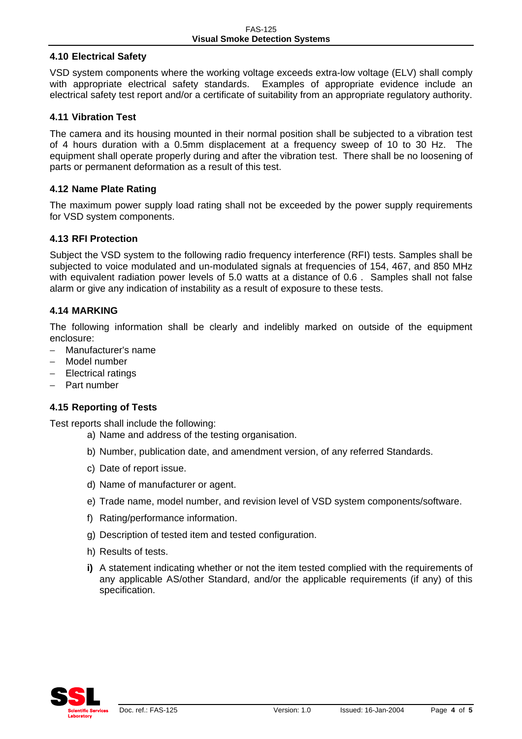### 4.10 Electrical Safety

VSD system components where the working voltage exceeds extra-low voltage (ELV) shall comply with appropriate electrical safety standards. Examples of appropriate evidence include an electrical safety test report and/or a certificate of suitability from an appropriate regulatory authority.

### 4.11 Vibration Test

The camera and its housing mounted in their normal position shall be subjected to a vibration test of 4 hours duration with a 0.5mm displacement at a frequency sweep of 10 to 30 Hz. The equipment shall operate properly during and after the vibration test. There shall be no loosening of parts or permanent deformation as a result of this test.

### 4.12 Name Plate Rating

The maximum power supply load rating shall not be exceeded by the power supply requirements for VSD system components.

### 4.13 RFI Protection

Subject the VSD system to the following radio frequency interference (RFI) tests. Samples shall be subjected to voice modulated and un-modulated signals at frequencies of 154, 467, and 850 MHz with equivalent radiation power levels of 5.0 watts at a distance of 0.6 . Samples shall not false alarm or give any indication of instability as a result of exposure to these tests.

### 4.14 MARKING

The following information shall be clearly and indelibly marked on outside of the equipment enclosure:

- Manufacturer's name
- Model number
- Electrical ratings
- Part number

### 4.15 Reporting of Tests

Test reports shall include the following:

a) Name and address of the testing organisation.

b) Number, publication date, and amendment version, of any referred Standards.

c) Date of report issue.

d) Name of manufacturer or agent.

e) Trade name, model number, and revision level of VSD system components/software.

f) Rating/performance information.

g) Description of tested item and tested configuration.

h) Results of tests.

**i)** A statement indicating whether or not the item tested complied with the requirements of any applicable AS/other Standard, and/or the applicable requirements (if any) of this specification.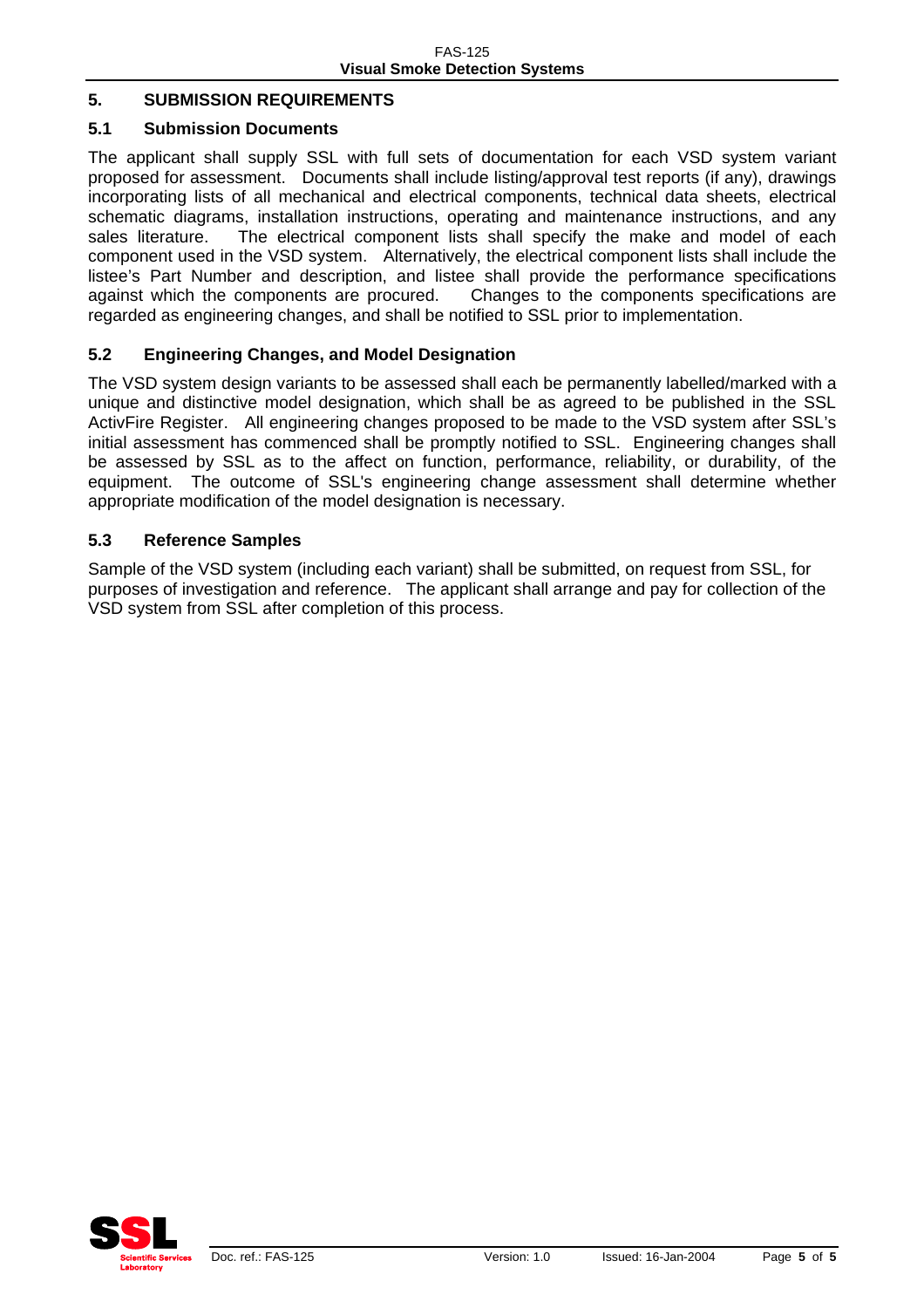## 5. SUBMISSION REQUIREMENTS

### 5.1 Submission Documents

The applicant shall supply SSL with full sets of documentation for each VSD system variant proposed for assessment. Documents shall include listing/approval test reports (if any), drawings incorporating lists of all mechanical and electrical components, technical data sheets, electrical schematic diagrams, installation instructions, operating and maintenance instructions, and any sales literature. The electrical component lists shall specify the make and model of each component used in the VSD system. Alternatively, the electrical component lists shall include the listee's Part Number and description, and listee shall provide the performance specifications against which the components are procured. Changes to the components specifications are regarded as engineering changes, and shall be notified to SSL prior to implementation.

### 5.2 Engineering Changes, and Model Designation

The VSD system design variants to be assessed shall each be permanently labelled/marked with a unique and distinctive model designation, which shall be as agreed to be published in the SSL ActivFire Register. All engineering changes proposed to be made to the VSD system after SSL's initial assessment has commenced shall be promptly notified to SSL. Engineering changes shall be assessed by SSL as to the affect on function, performance, reliability, or durability, of the equipment. The outcome of SSL's engineering change assessment shall determine whether appropriate modification of the model designation is necessary.

### 5.3 Reference Samples

Sample of the VSD system (including each variant) shall be submitted, on request from SSL, for purposes of investigation and reference. The applicant shall arrange and pay for collection of the VSD system from SSL after completion of this process.